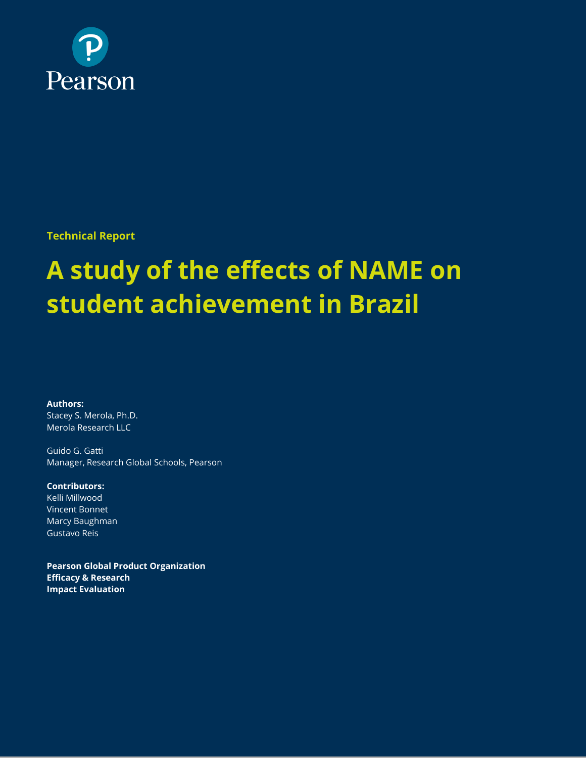Pearson

**Technical Report**

# A study of the effects of NAME on student achievement in Brazil

**Authors:**
Stacey S. Merola, Ph.D.
Merola Research LLC

Guido G. Gatti
Manager, Research Global Schools, Pearson

**Contributors:**
Kelli Millwood
Vincent Bonnet
Marcy Baughman
Gustavo Reis

**Pearson Global Product Organization**
**Efficacy & Research**
**Impact Evaluation**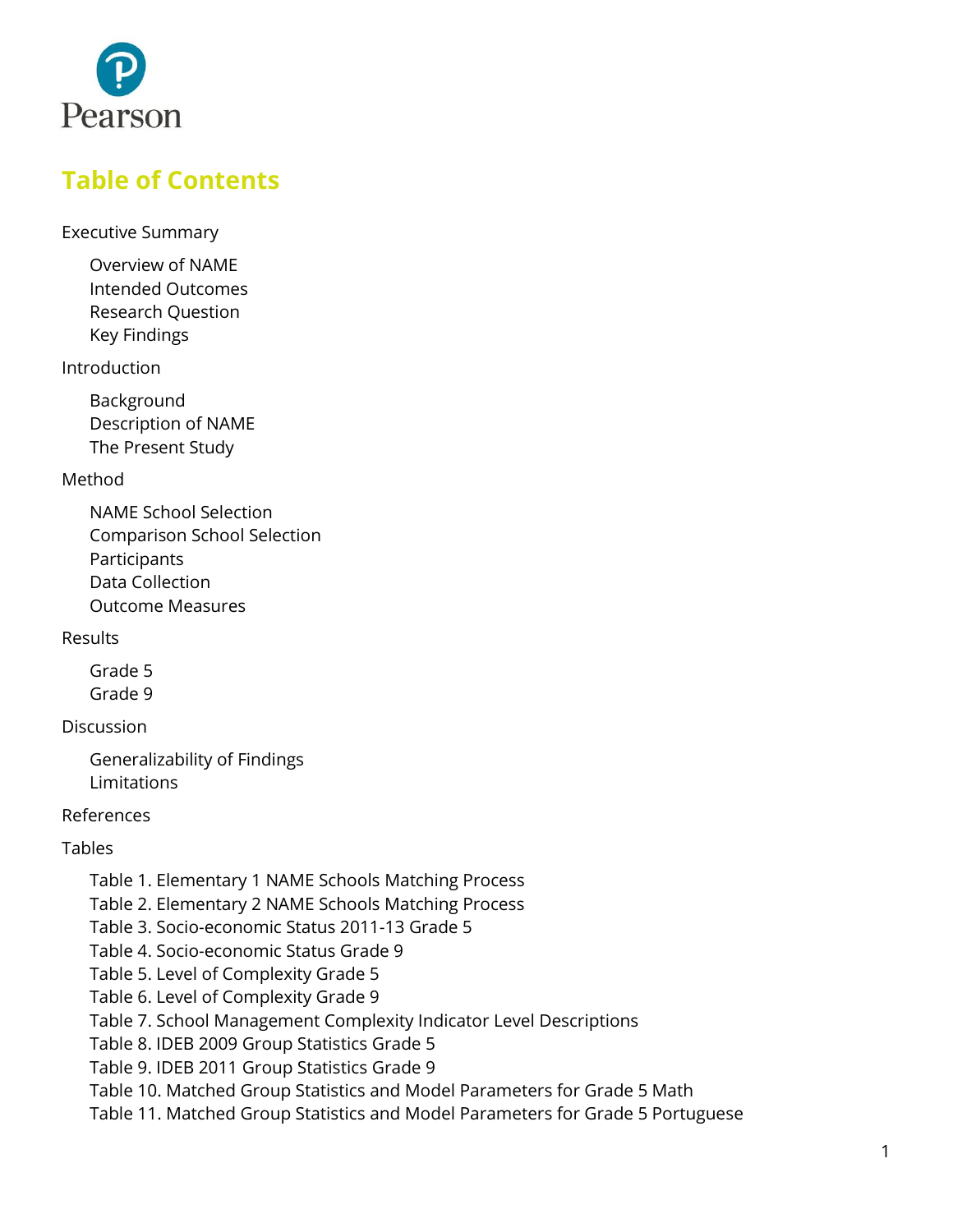## Table of Contents

Executive Summary

- Overview of NAME
- Intended Outcomes
- Research Question
- Key Findings

Introduction

- Background
- Description of NAME
- The Present Study

Method

- NAME School Selection
- Comparison School Selection
- Participants
- Data Collection
- Outcome Measures

Results

- Grade 5
- Grade 9

Discussion

- Generalizability of Findings
- Limitations

References

Tables

- Table 1. Elementary 1 NAME Schools Matching Process
- Table 2. Elementary 2 NAME Schools Matching Process
- Table 3. Socio-economic Status 2011-13 Grade 5
- Table 4. Socio-economic Status Grade 9
- Table 5. Level of Complexity Grade 5
- Table 6. Level of Complexity Grade 9
- Table 7. School Management Complexity Indicator Level Descriptions
- Table 8. IDEB 2009 Group Statistics Grade 5
- Table 9. IDEB 2011 Group Statistics Grade 9
- Table 10. Matched Group Statistics and Model Parameters for Grade 5 Math
- Table 11. Matched Group Statistics and Model Parameters for Grade 5 Portuguese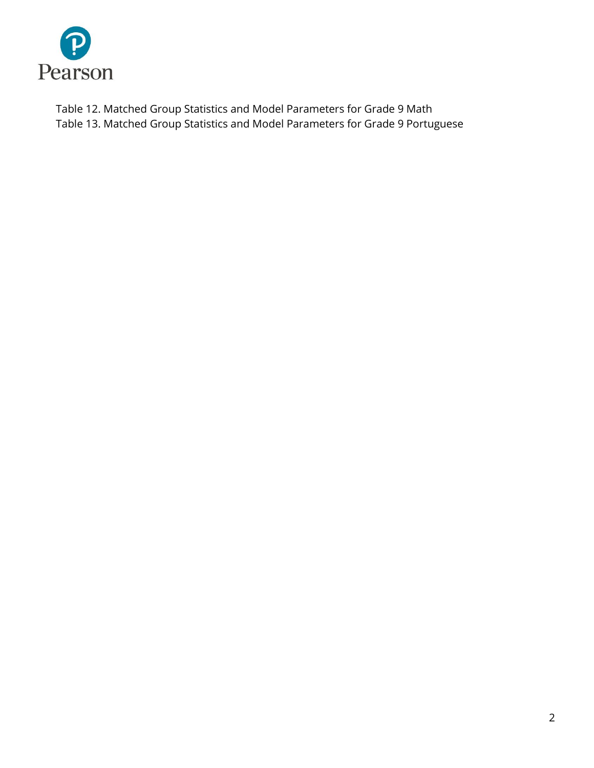Table 12. Matched Group Statistics and Model Parameters for Grade 9 Math
Table 13. Matched Group Statistics and Model Parameters for Grade 9 Portuguese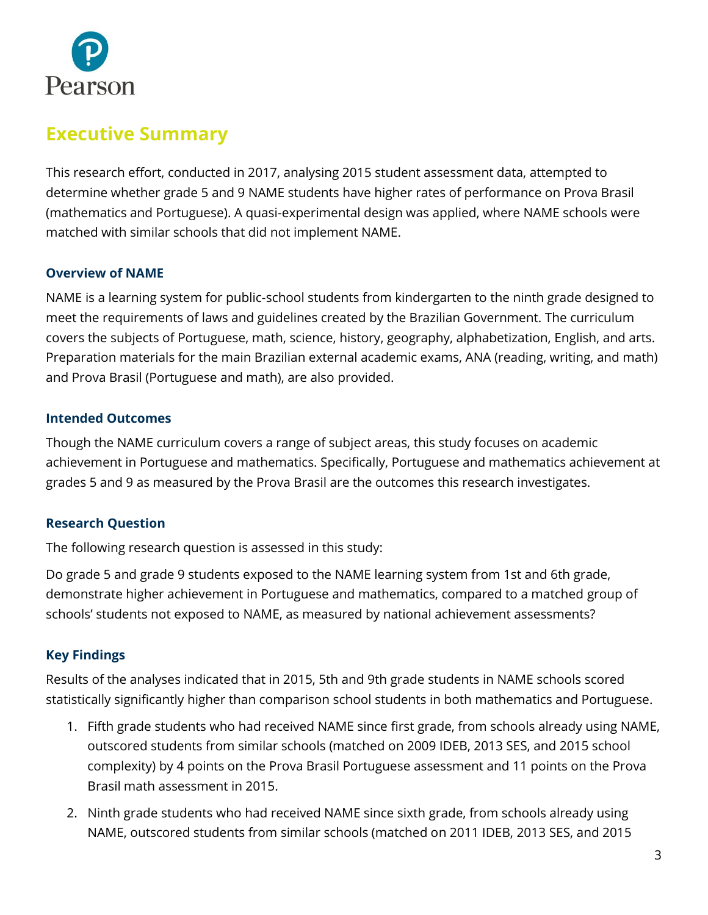## Executive Summary

This research effort, conducted in 2017, analysing 2015 student assessment data, attempted to determine whether grade 5 and 9 NAME students have higher rates of performance on Prova Brasil (mathematics and Portuguese). A quasi-experimental design was applied, where NAME schools were matched with similar schools that did not implement NAME.

### Overview of NAME

NAME is a learning system for public-school students from kindergarten to the ninth grade designed to meet the requirements of laws and guidelines created by the Brazilian Government. The curriculum covers the subjects of Portuguese, math, science, history, geography, alphabetization, English, and arts. Preparation materials for the main Brazilian external academic exams, ANA (reading, writing, and math) and Prova Brasil (Portuguese and math), are also provided.

### Intended Outcomes

Though the NAME curriculum covers a range of subject areas, this study focuses on academic achievement in Portuguese and mathematics. Specifically, Portuguese and mathematics achievement at grades 5 and 9 as measured by the Prova Brasil are the outcomes this research investigates.

### Research Question

The following research question is assessed in this study:

Do grade 5 and grade 9 students exposed to the NAME learning system from 1st and 6th grade, demonstrate higher achievement in Portuguese and mathematics, compared to a matched group of schools' students not exposed to NAME, as measured by national achievement assessments?

### Key Findings

Results of the analyses indicated that in 2015, 5th and 9th grade students in NAME schools scored statistically significantly higher than comparison school students in both mathematics and Portuguese.

1. Fifth grade students who had received NAME since first grade, from schools already using NAME, outscored students from similar schools (matched on 2009 IDEB, 2013 SES, and 2015 school complexity) by 4 points on the Prova Brasil Portuguese assessment and 11 points on the Prova Brasil math assessment in 2015.
2. Ninth grade students who had received NAME since sixth grade, from schools already using NAME, outscored students from similar schools (matched on 2011 IDEB, 2013 SES, and 2015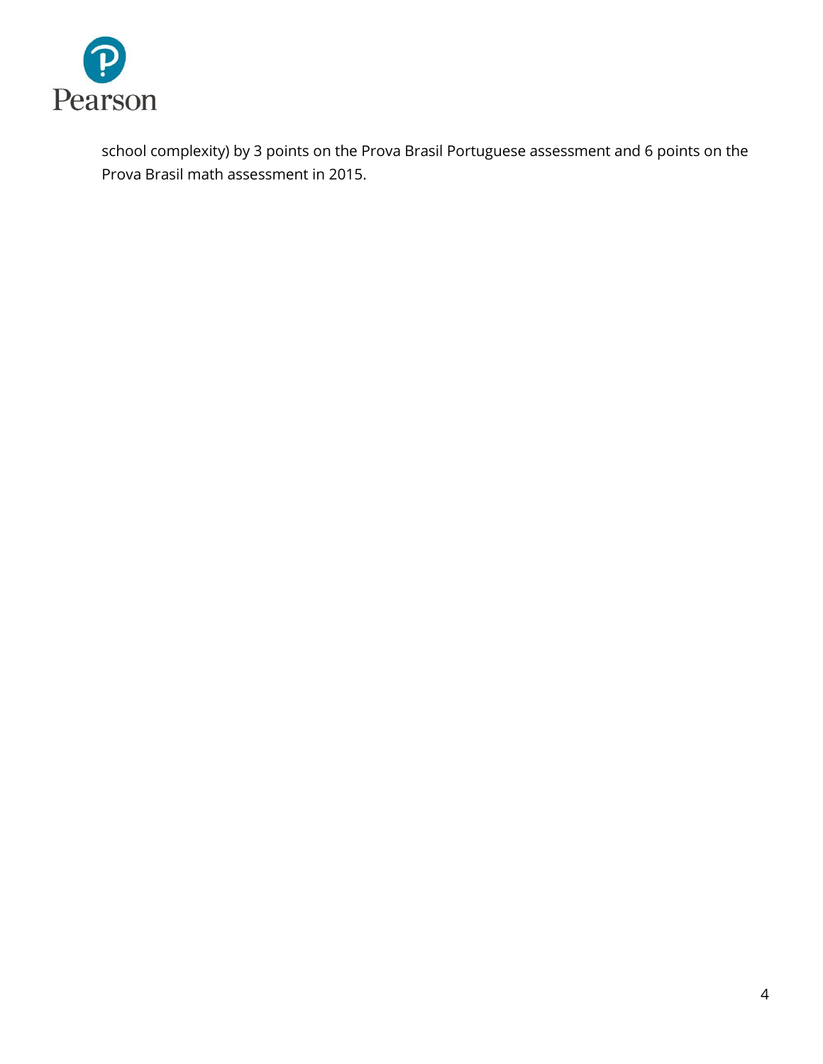school complexity) by 3 points on the Prova Brasil Portuguese assessment and 6 points on the Prova Brasil math assessment in 2015.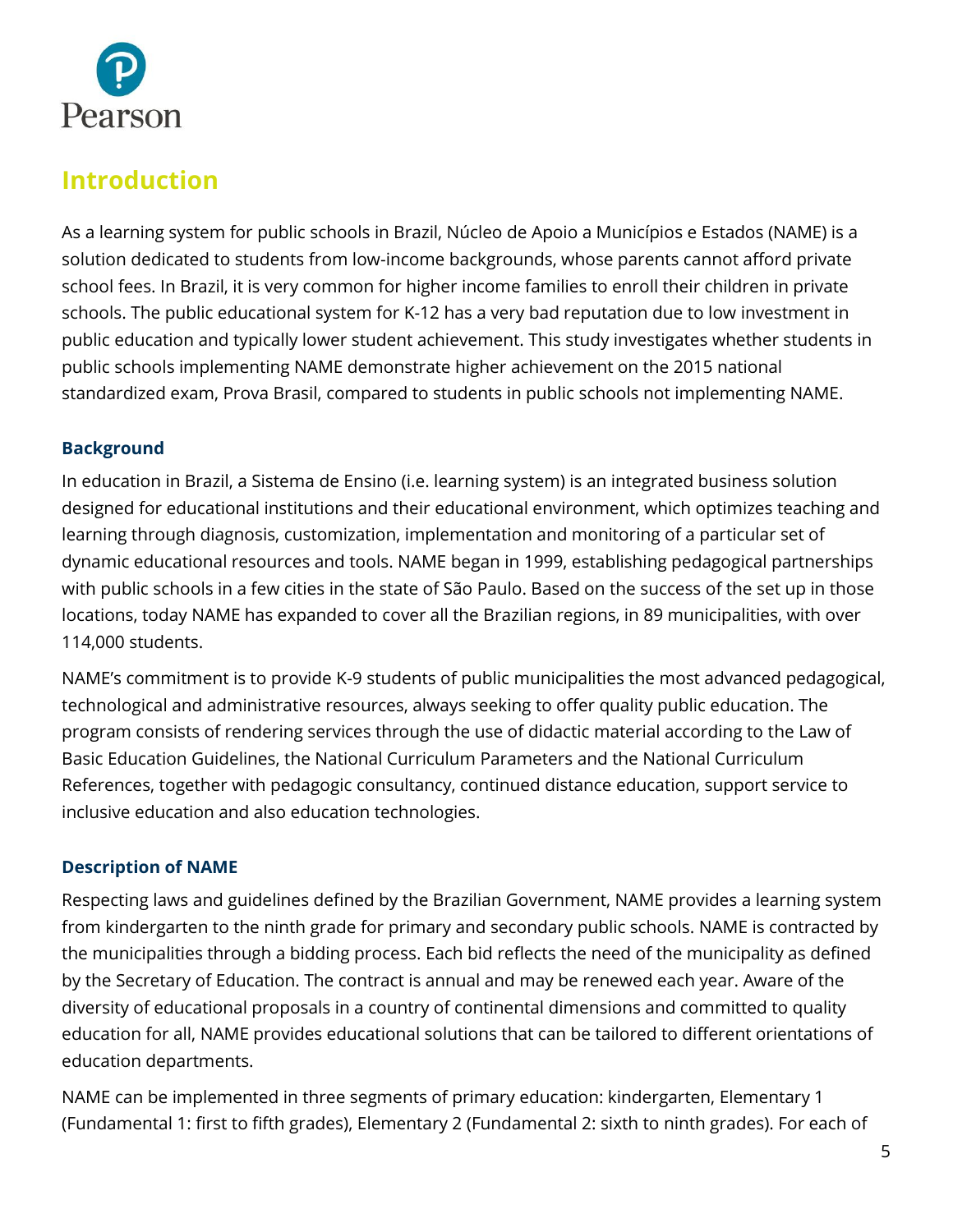## Introduction

As a learning system for public schools in Brazil, Núcleo de Apoio a Municípios e Estados (NAME) is a solution dedicated to students from low-income backgrounds, whose parents cannot afford private school fees. In Brazil, it is very common for higher income families to enroll their children in private schools. The public educational system for K-12 has a very bad reputation due to low investment in public education and typically lower student achievement. This study investigates whether students in public schools implementing NAME demonstrate higher achievement on the 2015 national standardized exam, Prova Brasil, compared to students in public schools not implementing NAME.

### Background

In education in Brazil, a Sistema de Ensino (i.e. learning system) is an integrated business solution designed for educational institutions and their educational environment, which optimizes teaching and learning through diagnosis, customization, implementation and monitoring of a particular set of dynamic educational resources and tools. NAME began in 1999, establishing pedagogical partnerships with public schools in a few cities in the state of São Paulo. Based on the success of the set up in those locations, today NAME has expanded to cover all the Brazilian regions, in 89 municipalities, with over 114,000 students.

NAME's commitment is to provide K-9 students of public municipalities the most advanced pedagogical, technological and administrative resources, always seeking to offer quality public education. The program consists of rendering services through the use of didactic material according to the Law of Basic Education Guidelines, the National Curriculum Parameters and the National Curriculum References, together with pedagogic consultancy, continued distance education, support service to inclusive education and also education technologies.

### Description of NAME

Respecting laws and guidelines defined by the Brazilian Government, NAME provides a learning system from kindergarten to the ninth grade for primary and secondary public schools. NAME is contracted by the municipalities through a bidding process. Each bid reflects the need of the municipality as defined by the Secretary of Education. The contract is annual and may be renewed each year. Aware of the diversity of educational proposals in a country of continental dimensions and committed to quality education for all, NAME provides educational solutions that can be tailored to different orientations of education departments.

NAME can be implemented in three segments of primary education: kindergarten, Elementary 1 (Fundamental 1: first to fifth grades), Elementary 2 (Fundamental 2: sixth to ninth grades). For each of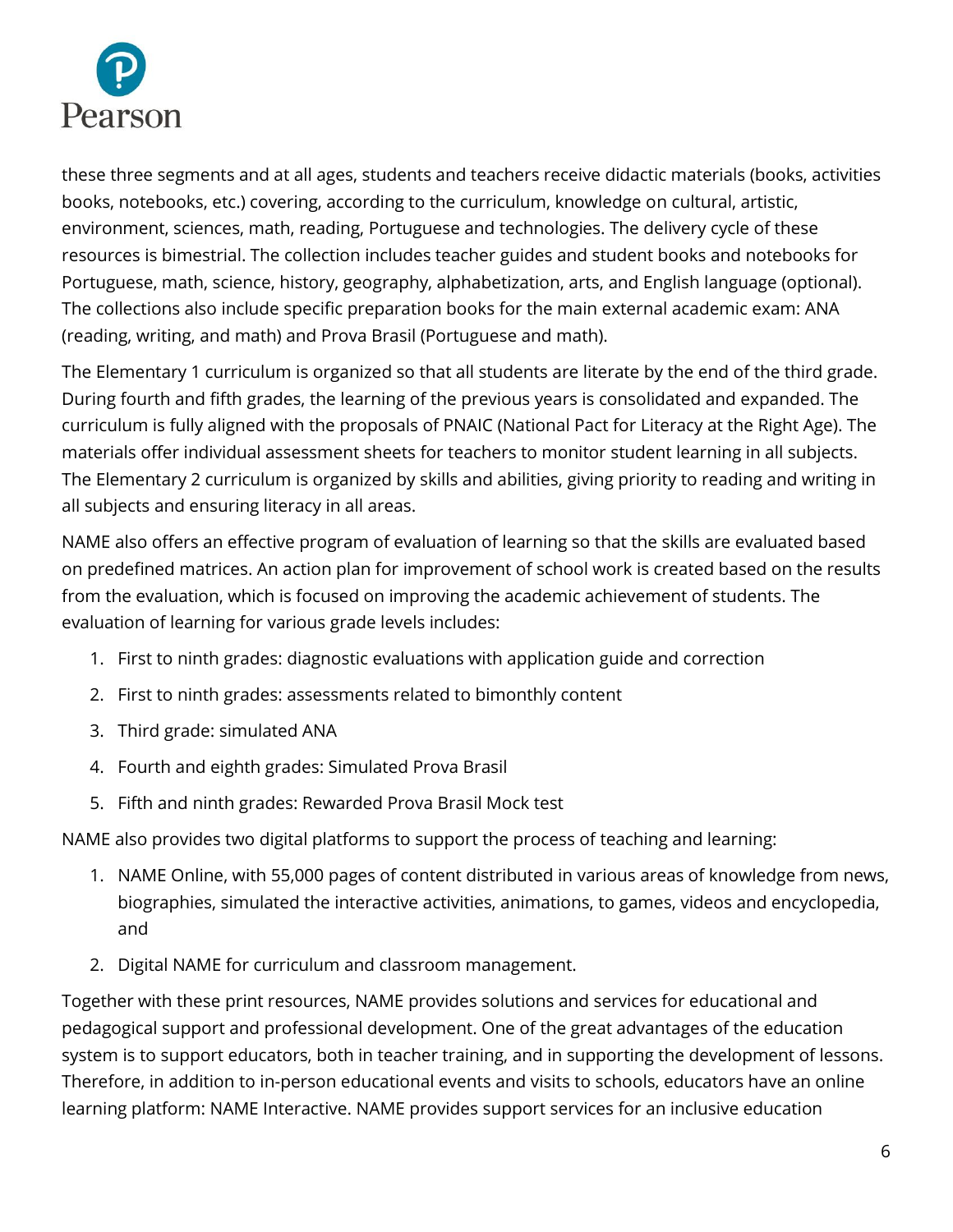these three segments and at all ages, students and teachers receive didactic materials (books, activities books, notebooks, etc.) covering, according to the curriculum, knowledge on cultural, artistic, environment, sciences, math, reading, Portuguese and technologies. The delivery cycle of these resources is bimestrial. The collection includes teacher guides and student books and notebooks for Portuguese, math, science, history, geography, alphabetization, arts, and English language (optional). The collections also include specific preparation books for the main external academic exam: ANA (reading, writing, and math) and Prova Brasil (Portuguese and math).

The Elementary 1 curriculum is organized so that all students are literate by the end of the third grade. During fourth and fifth grades, the learning of the previous years is consolidated and expanded. The curriculum is fully aligned with the proposals of PNAIC (National Pact for Literacy at the Right Age). The materials offer individual assessment sheets for teachers to monitor student learning in all subjects. The Elementary 2 curriculum is organized by skills and abilities, giving priority to reading and writing in all subjects and ensuring literacy in all areas.

NAME also offers an effective program of evaluation of learning so that the skills are evaluated based on predefined matrices. An action plan for improvement of school work is created based on the results from the evaluation, which is focused on improving the academic achievement of students. The evaluation of learning for various grade levels includes:

1. First to ninth grades: diagnostic evaluations with application guide and correction
2. First to ninth grades: assessments related to bimonthly content
3. Third grade: simulated ANA
4. Fourth and eighth grades: Simulated Prova Brasil
5. Fifth and ninth grades: Rewarded Prova Brasil Mock test

NAME also provides two digital platforms to support the process of teaching and learning:

1. NAME Online, with 55,000 pages of content distributed in various areas of knowledge from news, biographies, simulated the interactive activities, animations, to games, videos and encyclopedia, and
2. Digital NAME for curriculum and classroom management.

Together with these print resources, NAME provides solutions and services for educational and pedagogical support and professional development. One of the great advantages of the education system is to support educators, both in teacher training, and in supporting the development of lessons. Therefore, in addition to in-person educational events and visits to schools, educators have an online learning platform: NAME Interactive. NAME provides support services for an inclusive education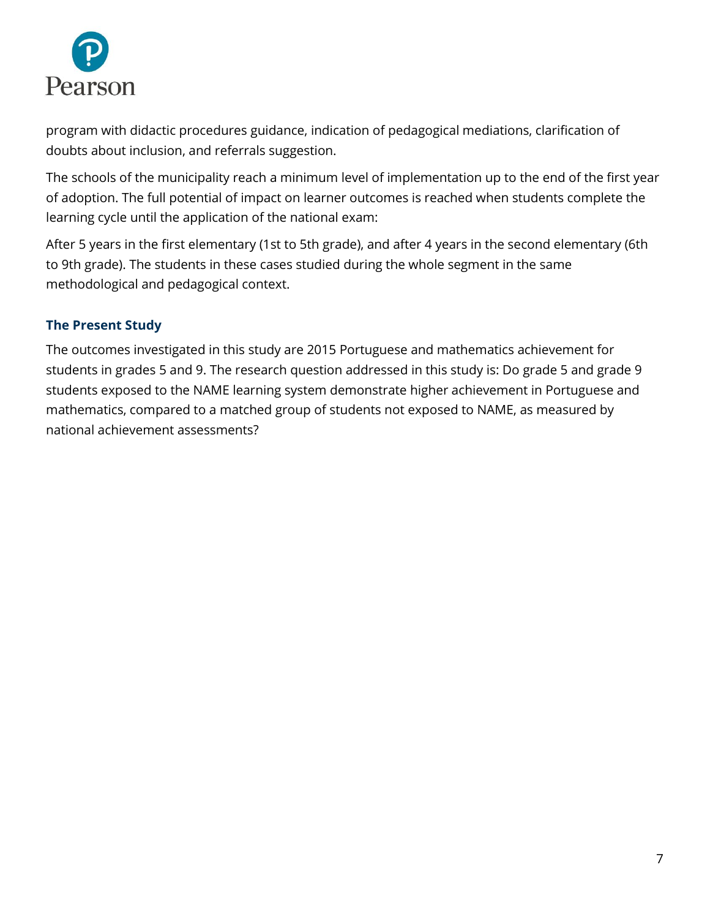program with didactic procedures guidance, indication of pedagogical mediations, clarification of doubts about inclusion, and referrals suggestion.

The schools of the municipality reach a minimum level of implementation up to the end of the first year of adoption. The full potential of impact on learner outcomes is reached when students complete the learning cycle until the application of the national exam:

After 5 years in the first elementary (1st to 5th grade), and after 4 years in the second elementary (6th to 9th grade). The students in these cases studied during the whole segment in the same methodological and pedagogical context.

### The Present Study

The outcomes investigated in this study are 2015 Portuguese and mathematics achievement for students in grades 5 and 9. The research question addressed in this study is: Do grade 5 and grade 9 students exposed to the NAME learning system demonstrate higher achievement in Portuguese and mathematics, compared to a matched group of students not exposed to NAME, as measured by national achievement assessments?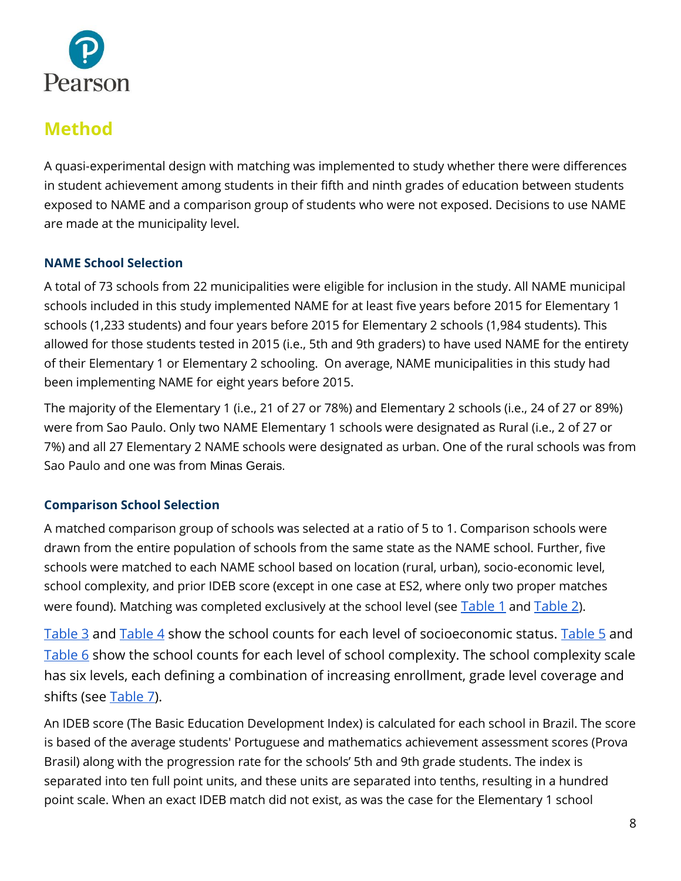## Method

A quasi-experimental design with matching was implemented to study whether there were differences in student achievement among students in their fifth and ninth grades of education between students exposed to NAME and a comparison group of students who were not exposed. Decisions to use NAME are made at the municipality level.

### NAME School Selection

A total of 73 schools from 22 municipalities were eligible for inclusion in the study. All NAME municipal schools included in this study implemented NAME for at least five years before 2015 for Elementary 1 schools (1,233 students) and four years before 2015 for Elementary 2 schools (1,984 students). This allowed for those students tested in 2015 (i.e., 5th and 9th graders) to have used NAME for the entirety of their Elementary 1 or Elementary 2 schooling. On average, NAME municipalities in this study had been implementing NAME for eight years before 2015.

The majority of the Elementary 1 (i.e., 21 of 27 or 78%) and Elementary 2 schools (i.e., 24 of 27 or 89%) were from Sao Paulo. Only two NAME Elementary 1 schools were designated as Rural (i.e., 2 of 27 or 7%) and all 27 Elementary 2 NAME schools were designated as urban. One of the rural schools was from Sao Paulo and one was from Minas Gerais.

### Comparison School Selection

A matched comparison group of schools was selected at a ratio of 5 to 1. Comparison schools were drawn from the entire population of schools from the same state as the NAME school. Further, five schools were matched to each NAME school based on location (rural, urban), socio-economic level, school complexity, and prior IDEB score (except in one case at ES2, where only two proper matches were found). Matching was completed exclusively at the school level (see Table 1 and Table 2).

Table 3 and Table 4 show the school counts for each level of socioeconomic status. Table 5 and Table 6 show the school counts for each level of school complexity. The school complexity scale has six levels, each defining a combination of increasing enrollment, grade level coverage and shifts (see Table 7).

An IDEB score (The Basic Education Development Index) is calculated for each school in Brazil. The score is based of the average students' Portuguese and mathematics achievement assessment scores (Prova Brasil) along with the progression rate for the schools' 5th and 9th grade students. The index is separated into ten full point units, and these units are separated into tenths, resulting in a hundred point scale. When an exact IDEB match did not exist, as was the case for the Elementary 1 school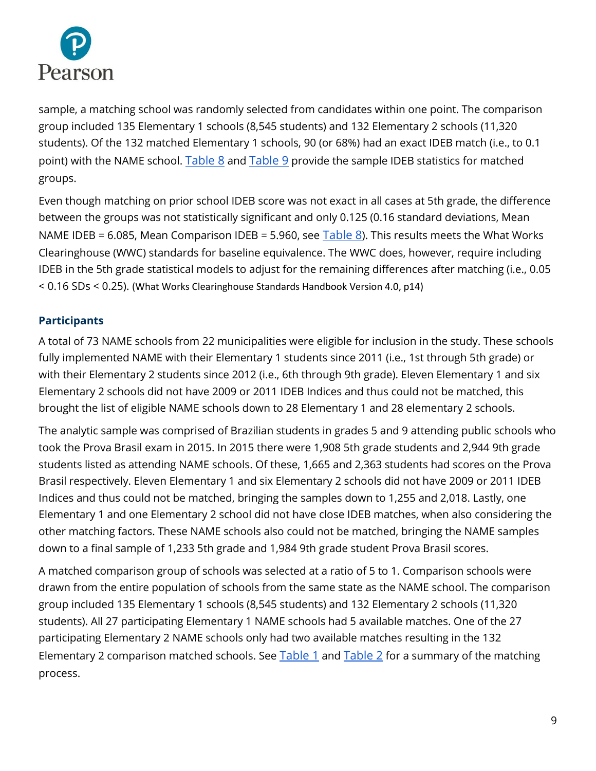sample, a matching school was randomly selected from candidates within one point. The comparison group included 135 Elementary 1 schools (8,545 students) and 132 Elementary 2 schools (11,320 students). Of the 132 matched Elementary 1 schools, 90 (or 68%) had an exact IDEB match (i.e., to 0.1 point) with the NAME school. Table 8 and Table 9 provide the sample IDEB statistics for matched groups.

Even though matching on prior school IDEB score was not exact in all cases at 5th grade, the difference between the groups was not statistically significant and only 0.125 (0.16 standard deviations, Mean NAME IDEB = 6.085, Mean Comparison IDEB = 5.960, see Table 8). This results meets the What Works Clearinghouse (WWC) standards for baseline equivalence. The WWC does, however, require including IDEB in the 5th grade statistical models to adjust for the remaining differences after matching (i.e., 0.05 < 0.16 SDs < 0.25). (What Works Clearinghouse Standards Handbook Version 4.0, p14)

### Participants

A total of 73 NAME schools from 22 municipalities were eligible for inclusion in the study. These schools fully implemented NAME with their Elementary 1 students since 2011 (i.e., 1st through 5th grade) or with their Elementary 2 students since 2012 (i.e., 6th through 9th grade). Eleven Elementary 1 and six Elementary 2 schools did not have 2009 or 2011 IDEB Indices and thus could not be matched, this brought the list of eligible NAME schools down to 28 Elementary 1 and 28 elementary 2 schools.

The analytic sample was comprised of Brazilian students in grades 5 and 9 attending public schools who took the Prova Brasil exam in 2015. In 2015 there were 1,908 5th grade students and 2,944 9th grade students listed as attending NAME schools. Of these, 1,665 and 2,363 students had scores on the Prova Brasil respectively. Eleven Elementary 1 and six Elementary 2 schools did not have 2009 or 2011 IDEB Indices and thus could not be matched, bringing the samples down to 1,255 and 2,018. Lastly, one Elementary 1 and one Elementary 2 school did not have close IDEB matches, when also considering the other matching factors. These NAME schools also could not be matched, bringing the NAME samples down to a final sample of 1,233 5th grade and 1,984 9th grade student Prova Brasil scores.

A matched comparison group of schools was selected at a ratio of 5 to 1. Comparison schools were drawn from the entire population of schools from the same state as the NAME school. The comparison group included 135 Elementary 1 schools (8,545 students) and 132 Elementary 2 schools (11,320 students). All 27 participating Elementary 1 NAME schools had 5 available matches. One of the 27 participating Elementary 2 NAME schools only had two available matches resulting in the 132 Elementary 2 comparison matched schools. See Table 1 and Table 2 for a summary of the matching process.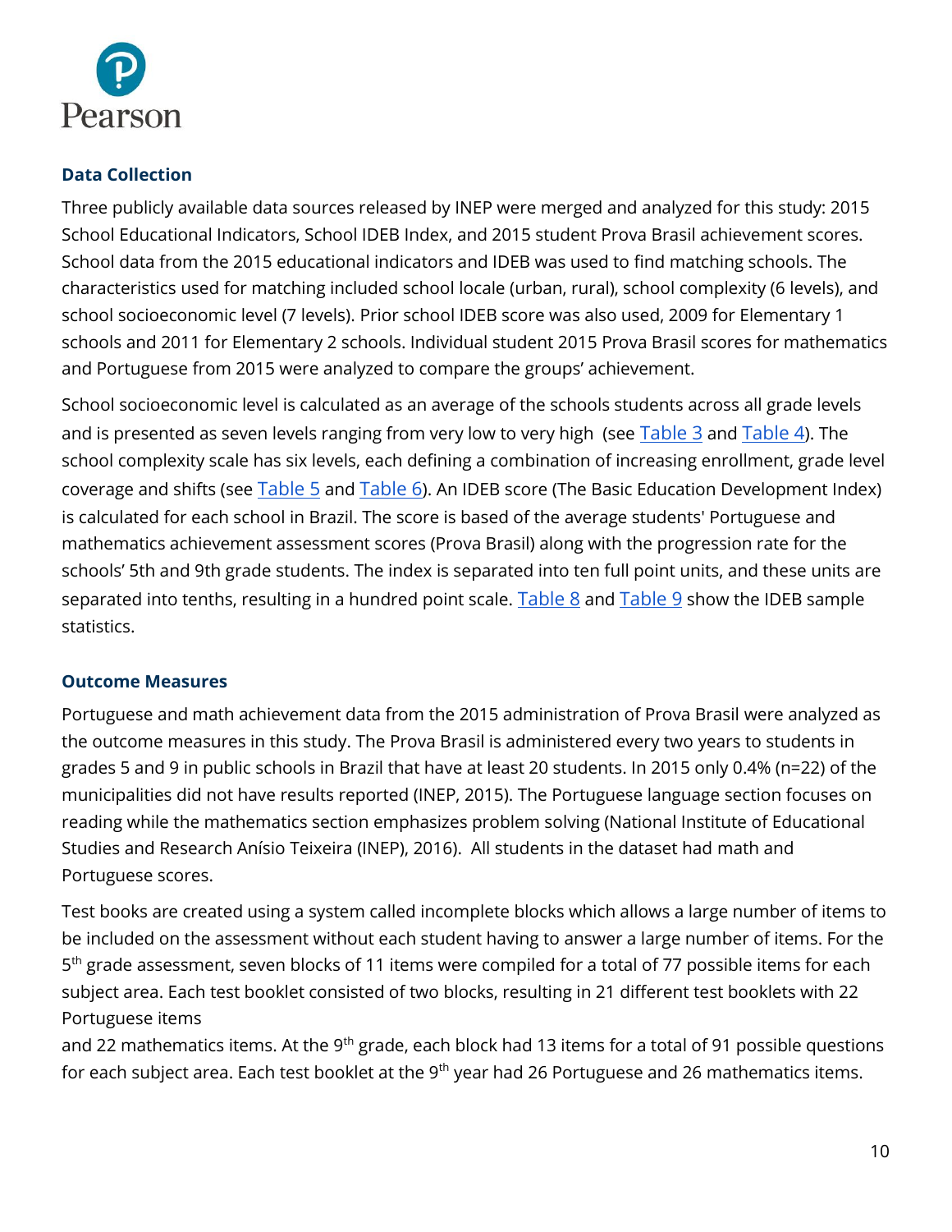### Data Collection

Three publicly available data sources released by INEP were merged and analyzed for this study: 2015 School Educational Indicators, School IDEB Index, and 2015 student Prova Brasil achievement scores. School data from the 2015 educational indicators and IDEB was used to find matching schools. The characteristics used for matching included school locale (urban, rural), school complexity (6 levels), and school socioeconomic level (7 levels). Prior school IDEB score was also used, 2009 for Elementary 1 schools and 2011 for Elementary 2 schools. Individual student 2015 Prova Brasil scores for mathematics and Portuguese from 2015 were analyzed to compare the groups' achievement.

School socioeconomic level is calculated as an average of the schools students across all grade levels and is presented as seven levels ranging from very low to very high (see Table 3 and Table 4). The school complexity scale has six levels, each defining a combination of increasing enrollment, grade level coverage and shifts (see Table 5 and Table 6). An IDEB score (The Basic Education Development Index) is calculated for each school in Brazil. The score is based of the average students' Portuguese and mathematics achievement assessment scores (Prova Brasil) along with the progression rate for the schools' 5th and 9th grade students. The index is separated into ten full point units, and these units are separated into tenths, resulting in a hundred point scale. Table 8 and Table 9 show the IDEB sample statistics.

### Outcome Measures

Portuguese and math achievement data from the 2015 administration of Prova Brasil were analyzed as the outcome measures in this study. The Prova Brasil is administered every two years to students in grades 5 and 9 in public schools in Brazil that have at least 20 students. In 2015 only 0.4% (n=22) of the municipalities did not have results reported (INEP, 2015). The Portuguese language section focuses on reading while the mathematics section emphasizes problem solving (National Institute of Educational Studies and Research Anísio Teixeira (INEP), 2016). All students in the dataset had math and Portuguese scores.

Test books are created using a system called incomplete blocks which allows a large number of items to be included on the assessment without each student having to answer a large number of items. For the 5th grade assessment, seven blocks of 11 items were compiled for a total of 77 possible items for each subject area. Each test booklet consisted of two blocks, resulting in 21 different test booklets with 22 Portuguese items and 22 mathematics items. At the 9th grade, each block had 13 items for a total of 91 possible questions for each subject area. Each test booklet at the 9th year had 26 Portuguese and 26 mathematics items.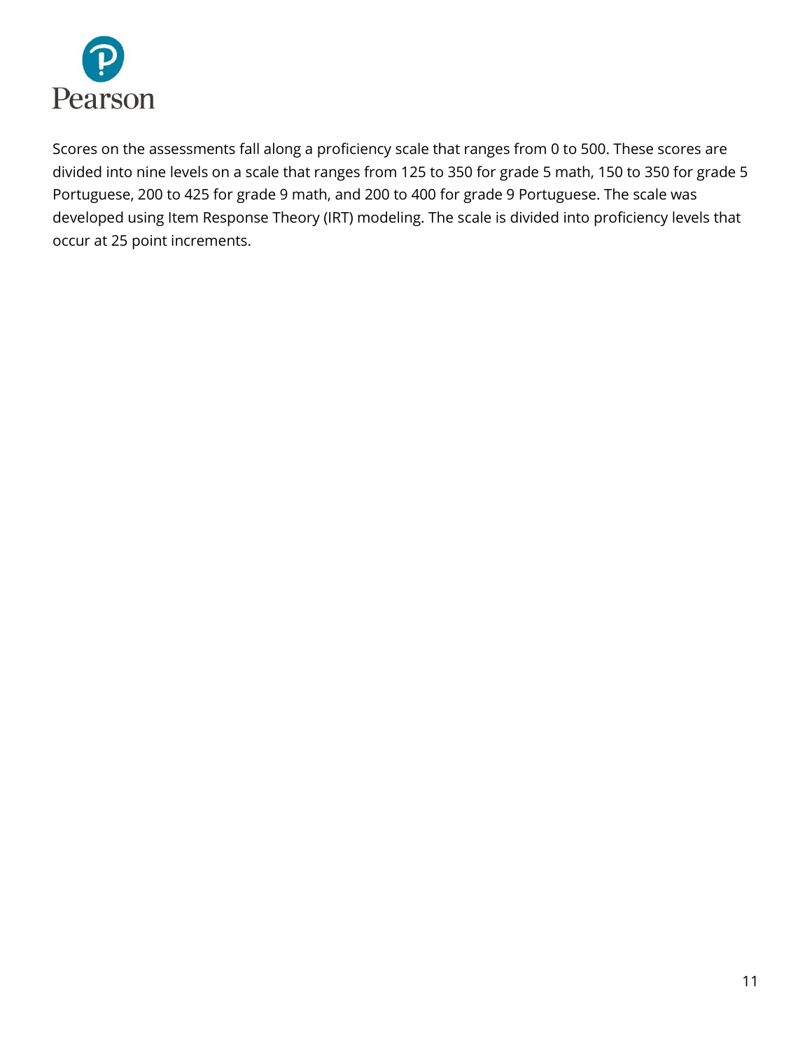Scores on the assessments fall along a proficiency scale that ranges from 0 to 500. These scores are divided into nine levels on a scale that ranges from 125 to 350 for grade 5 math, 150 to 350 for grade 5 Portuguese, 200 to 425 for grade 9 math, and 200 to 400 for grade 9 Portuguese. The scale was developed using Item Response Theory (IRT) modeling. The scale is divided into proficiency levels that occur at 25 point increments.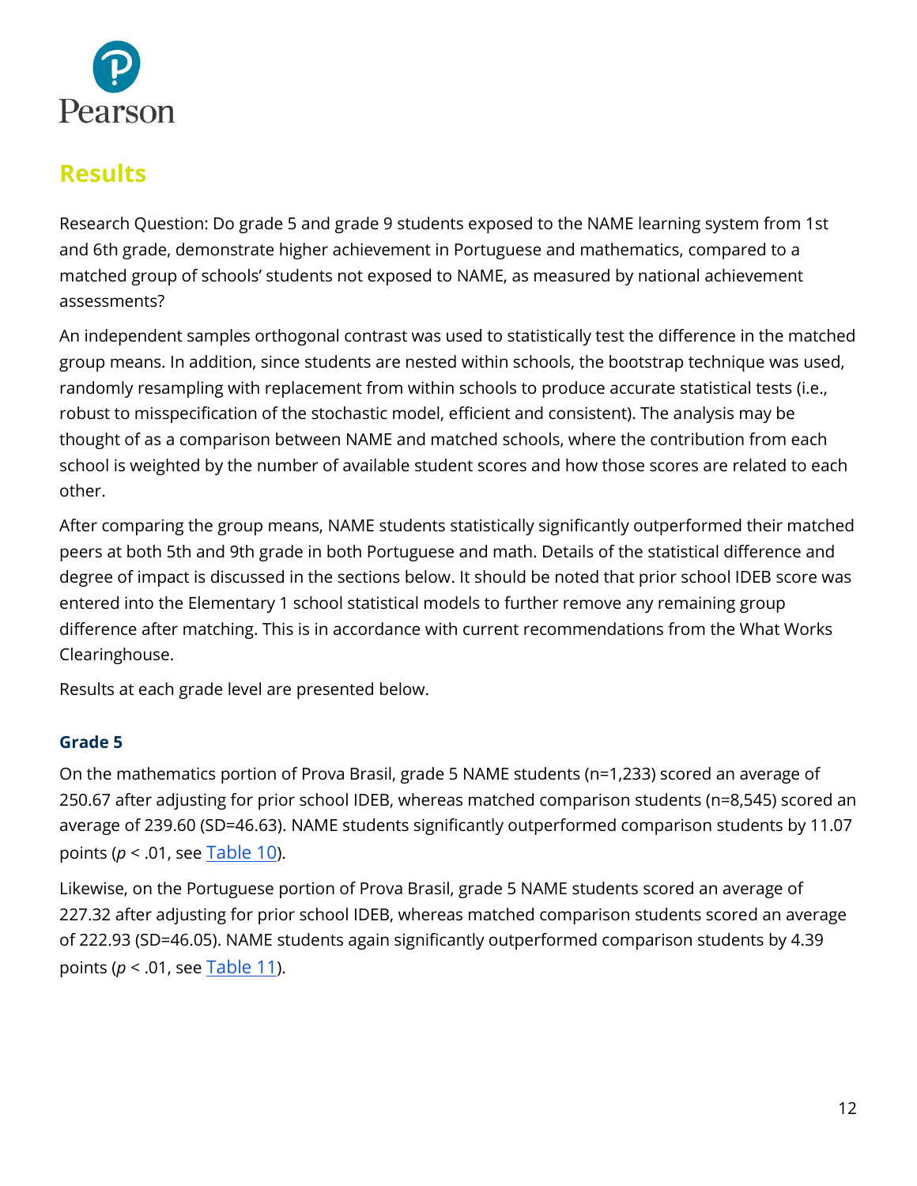## Results

Research Question: Do grade 5 and grade 9 students exposed to the NAME learning system from 1st and 6th grade, demonstrate higher achievement in Portuguese and mathematics, compared to a matched group of schools' students not exposed to NAME, as measured by national achievement assessments?

An independent samples orthogonal contrast was used to statistically test the difference in the matched group means. In addition, since students are nested within schools, the bootstrap technique was used, randomly resampling with replacement from within schools to produce accurate statistical tests (i.e., robust to misspecification of the stochastic model, efficient and consistent). The analysis may be thought of as a comparison between NAME and matched schools, where the contribution from each school is weighted by the number of available student scores and how those scores are related to each other.

After comparing the group means, NAME students statistically significantly outperformed their matched peers at both 5th and 9th grade in both Portuguese and math. Details of the statistical difference and degree of impact is discussed in the sections below. It should be noted that prior school IDEB score was entered into the Elementary 1 school statistical models to further remove any remaining group difference after matching. This is in accordance with current recommendations from the What Works Clearinghouse.

Results at each grade level are presented below.

### Grade 5

On the mathematics portion of Prova Brasil, grade 5 NAME students (n=1,233) scored an average of 250.67 after adjusting for prior school IDEB, whereas matched comparison students (n=8,545) scored an average of 239.60 (SD=46.63). NAME students significantly outperformed comparison students by 11.07 points ($p < .01$, see Table 10).

Likewise, on the Portuguese portion of Prova Brasil, grade 5 NAME students scored an average of 227.32 after adjusting for prior school IDEB, whereas matched comparison students scored an average of 222.93 (SD=46.05). NAME students again significantly outperformed comparison students by 4.39 points ($p < .01$, see Table 11).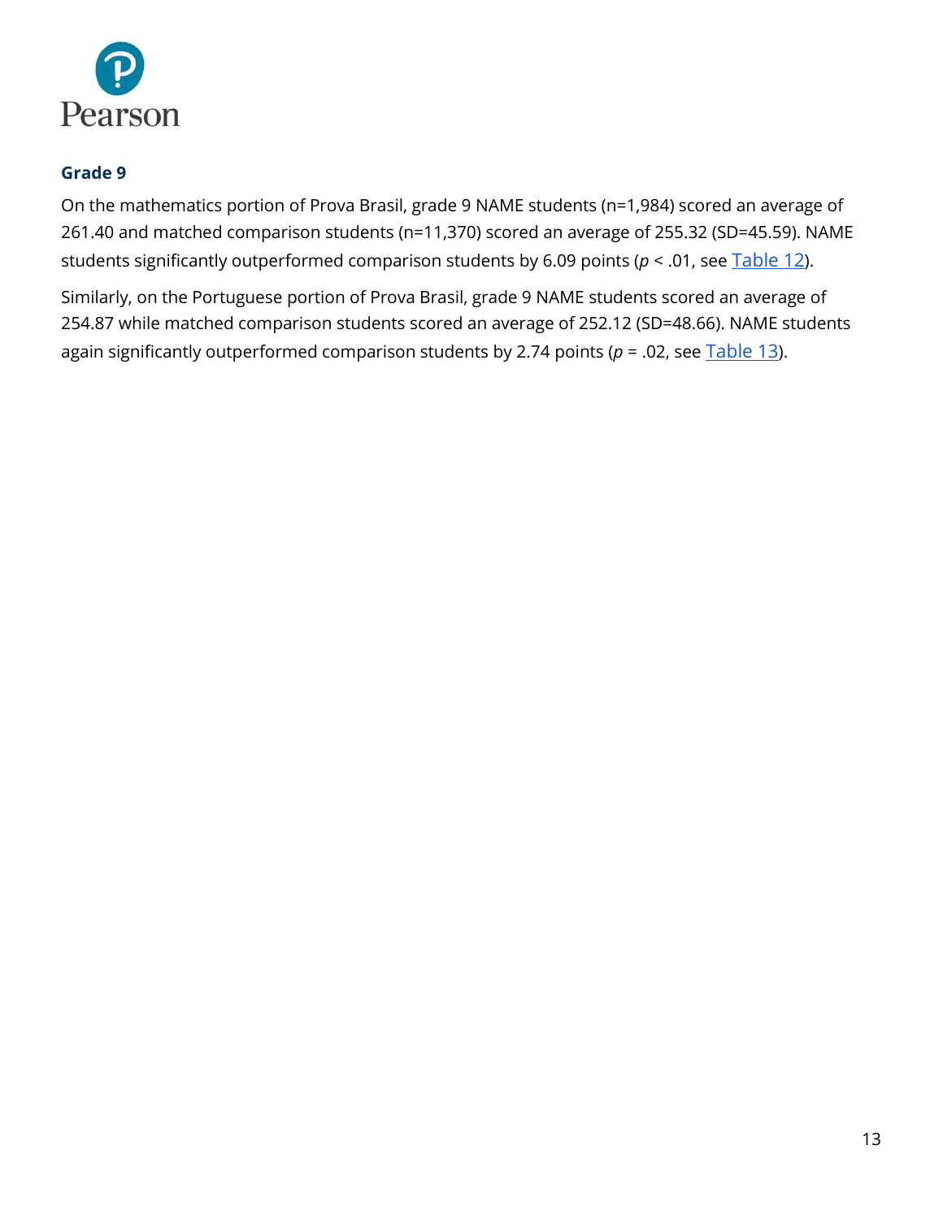### Grade 9

On the mathematics portion of Prova Brasil, grade 9 NAME students (n=1,984) scored an average of 261.40 and matched comparison students (n=11,370) scored an average of 255.32 (SD=45.59). NAME students significantly outperformed comparison students by 6.09 points ($p < .01$, see Table 12).

Similarly, on the Portuguese portion of Prova Brasil, grade 9 NAME students scored an average of 254.87 while matched comparison students scored an average of 252.12 (SD=48.66). NAME students again significantly outperformed comparison students by 2.74 points ($p = .02$, see Table 13).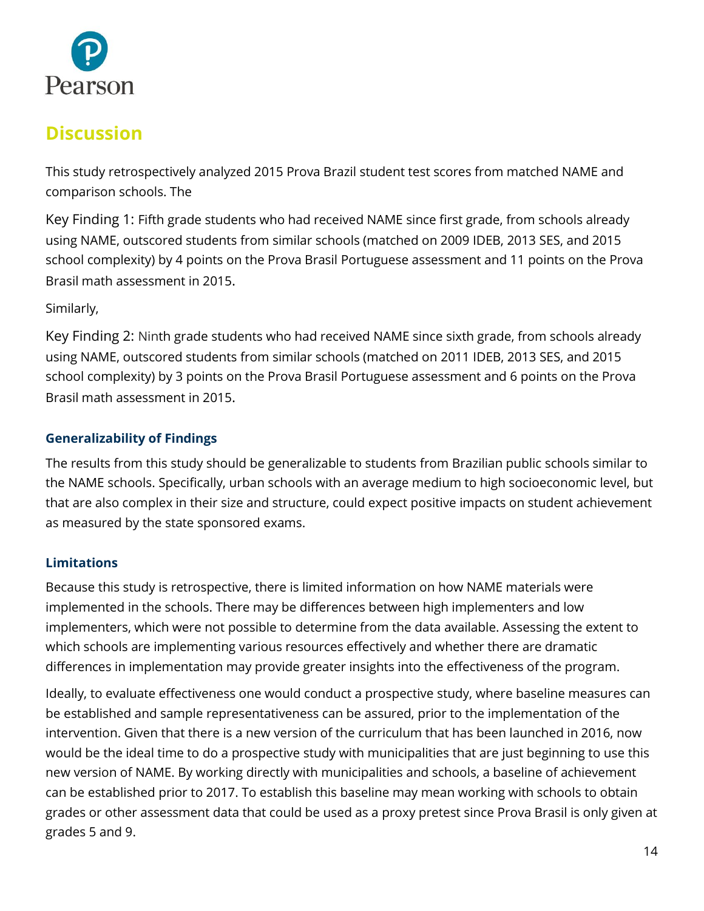## Discussion

This study retrospectively analyzed 2015 Prova Brazil student test scores from matched NAME and comparison schools. The

Key Finding 1: Fifth grade students who had received NAME since first grade, from schools already using NAME, outscored students from similar schools (matched on 2009 IDEB, 2013 SES, and 2015 school complexity) by 4 points on the Prova Brasil Portuguese assessment and 11 points on the Prova Brasil math assessment in 2015.

Similarly,

Key Finding 2: Ninth grade students who had received NAME since sixth grade, from schools already using NAME, outscored students from similar schools (matched on 2011 IDEB, 2013 SES, and 2015 school complexity) by 3 points on the Prova Brasil Portuguese assessment and 6 points on the Prova Brasil math assessment in 2015.

### Generalizability of Findings

The results from this study should be generalizable to students from Brazilian public schools similar to the NAME schools. Specifically, urban schools with an average medium to high socioeconomic level, but that are also complex in their size and structure, could expect positive impacts on student achievement as measured by the state sponsored exams.

### Limitations

Because this study is retrospective, there is limited information on how NAME materials were implemented in the schools. There may be differences between high implementers and low implementers, which were not possible to determine from the data available. Assessing the extent to which schools are implementing various resources effectively and whether there are dramatic differences in implementation may provide greater insights into the effectiveness of the program.

Ideally, to evaluate effectiveness one would conduct a prospective study, where baseline measures can be established and sample representativeness can be assured, prior to the implementation of the intervention. Given that there is a new version of the curriculum that has been launched in 2016, now would be the ideal time to do a prospective study with municipalities that are just beginning to use this new version of NAME. By working directly with municipalities and schools, a baseline of achievement can be established prior to 2017. To establish this baseline may mean working with schools to obtain grades or other assessment data that could be used as a proxy pretest since Prova Brasil is only given at grades 5 and 9.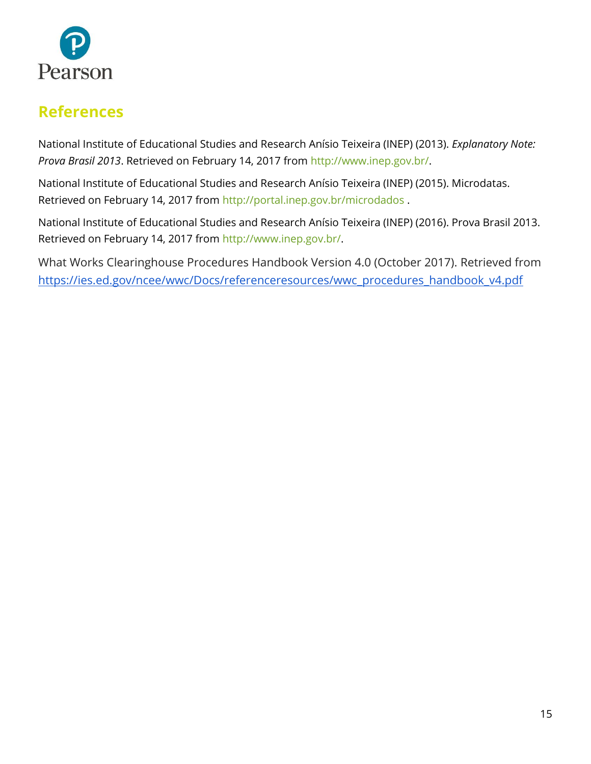## References

National Institute of Educational Studies and Research Anísio Teixeira (INEP) (2013). *Explanatory Note: Prova Brasil 2013*. Retrieved on February 14, 2017 from http://www.inep.gov.br/.

National Institute of Educational Studies and Research Anísio Teixeira (INEP) (2015). Microdatas. Retrieved on February 14, 2017 from http://portal.inep.gov.br/microdados .

National Institute of Educational Studies and Research Anísio Teixeira (INEP) (2016). Prova Brasil 2013. Retrieved on February 14, 2017 from http://www.inep.gov.br/.

What Works Clearinghouse Procedures Handbook Version 4.0 (October 2017). Retrieved from https://ies.ed.gov/ncee/wwc/Docs/referenceresources/wwc_procedures_handbook_v4.pdf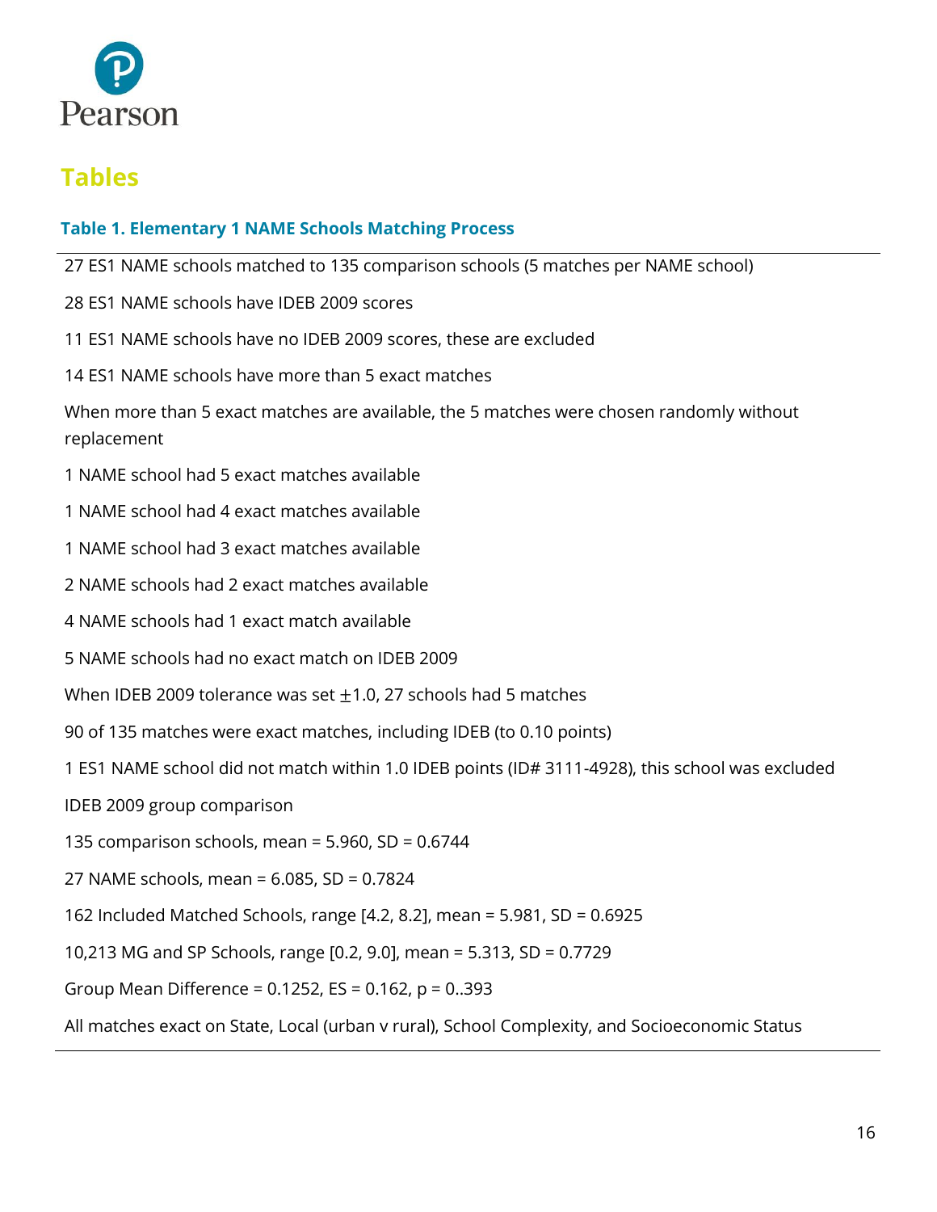# Tables

### Table 1. Elementary 1 NAME Schools Matching Process

| |
|---|
| 27 ES1 NAME schools matched to 135 comparison schools (5 matches per NAME school) |
| 28 ES1 NAME schools have IDEB 2009 scores |
| 11 ES1 NAME schools have no IDEB 2009 scores, these are excluded |
| 14 ES1 NAME schools have more than 5 exact matches |
| When more than 5 exact matches are available, the 5 matches were chosen randomly without replacement |
| 1 NAME school had 5 exact matches available |
| 1 NAME school had 4 exact matches available |
| 1 NAME school had 3 exact matches available |
| 2 NAME schools had 2 exact matches available |
| 4 NAME schools had 1 exact match available |
| 5 NAME schools had no exact match on IDEB 2009 |
| When IDEB 2009 tolerance was set $\pm$1.0, 27 schools had 5 matches |
| 90 of 135 matches were exact matches, including IDEB (to 0.10 points) |
| 1 ES1 NAME school did not match within 1.0 IDEB points (ID# 3111-4928), this school was excluded |
| IDEB 2009 group comparison |
| 135 comparison schools, mean = 5.960, SD = 0.6744 |
| 27 NAME schools, mean = 6.085, SD = 0.7824 |
| 162 Included Matched Schools, range [4.2, 8.2], mean = 5.981, SD = 0.6925 |
| 10,213 MG and SP Schools, range [0.2, 9.0], mean = 5.313, SD = 0.7729 |
| Group Mean Difference = 0.1252, ES = 0.162, p = 0..393 |
| All matches exact on State, Local (urban v rural), School Complexity, and Socioeconomic Status |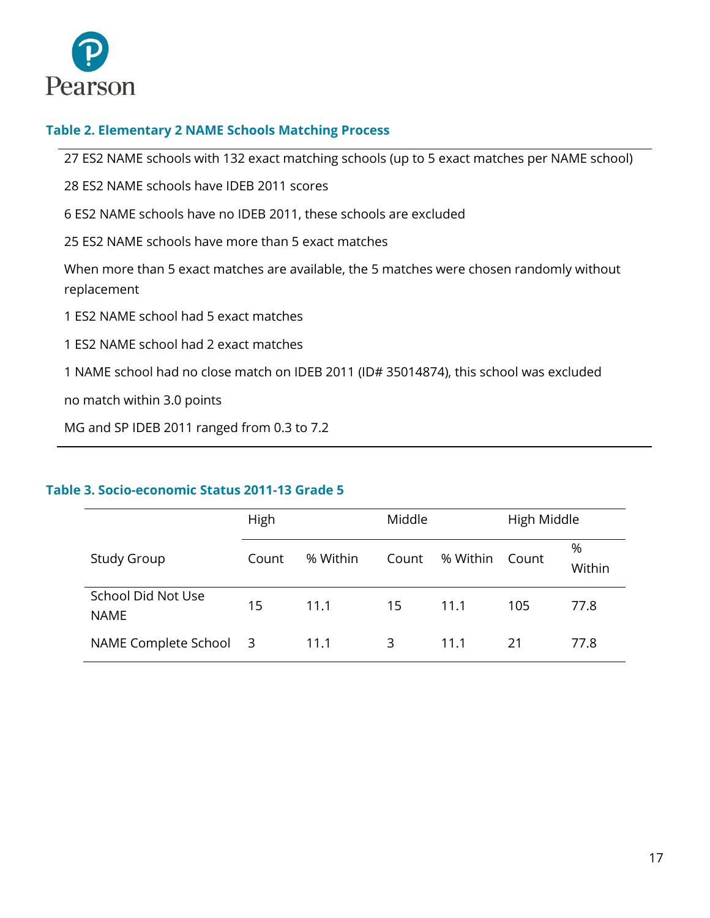**Table 2. Elementary 2 NAME Schools Matching Process**

27 ES2 NAME schools with 132 exact matching schools (up to 5 exact matches per NAME school)

28 ES2 NAME schools have IDEB 2011 scores

6 ES2 NAME schools have no IDEB 2011, these schools are excluded

25 ES2 NAME schools have more than 5 exact matches

When more than 5 exact matches are available, the 5 matches were chosen randomly without replacement

1 ES2 NAME school had 5 exact matches

1 ES2 NAME school had 2 exact matches

1 NAME school had no close match on IDEB 2011 (ID# 35014874), this school was excluded

no match within 3.0 points

MG and SP IDEB 2011 ranged from 0.3 to 7.2

**Table 3. Socio-economic Status 2011-13 Grade 5**

| | High | | Middle | | High Middle | |
|---|---|---|---|---|---|---|
| Study Group | Count | % Within | Count | % Within | Count | % Within |
| School Did Not Use NAME | 15 | 11.1 | 15 | 11.1 | 105 | 77.8 |
| NAME Complete School | 3 | 11.1 | 3 | 11.1 | 21 | 77.8 |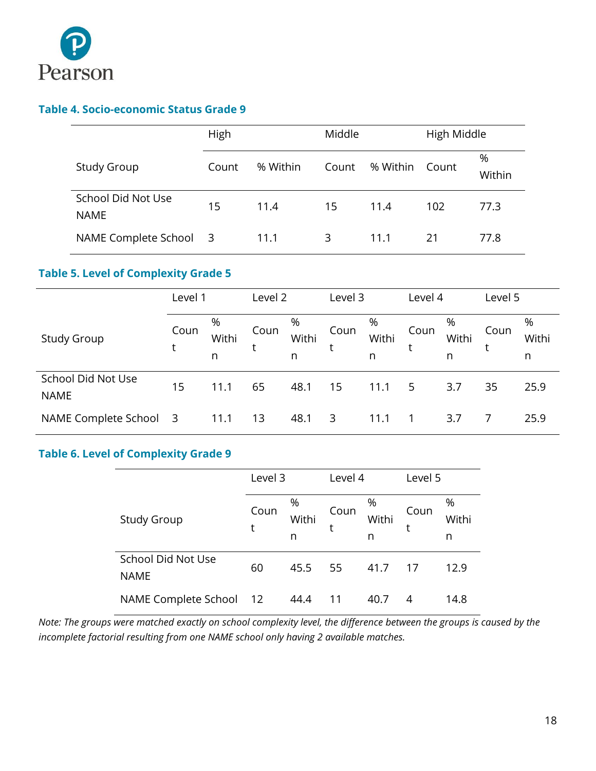**Table 4. Socio-economic Status Grade 9**

| Study Group | High | | Middle | | High Middle | |
|---|---|---|---|---|---|---|
| | Count | % Within | Count | % Within | Count | % Within |
| School Did Not Use NAME | 15 | 11.4 | 15 | 11.4 | 102 | 77.3 |
| NAME Complete School | 3 | 11.1 | 3 | 11.1 | 21 | 77.8 |

**Table 5. Level of Complexity Grade 5**

| Study Group | Level 1 | | Level 2 | | Level 3 | | Level 4 | | Level 5 | |
|---|---|---|---|---|---|---|---|---|---|---|
| | Count | % Within | Count | % Within | Count | % Within | Count | % Within | Count | % Within |
| School Did Not Use NAME | 15 | 11.1 | 65 | 48.1 | 15 | 11.1 | 5 | 3.7 | 35 | 25.9 |
| NAME Complete School | 3 | 11.1 | 13 | 48.1 | 3 | 11.1 | 1 | 3.7 | 7 | 25.9 |

**Table 6. Level of Complexity Grade 9**

| Study Group | Level 3 | | Level 4 | | Level 5 | |
|---|---|---|---|---|---|---|
| | Count | % Within | Count | % Within | Count | % Within |
| School Did Not Use NAME | 60 | 45.5 | 55 | 41.7 | 17 | 12.9 |
| NAME Complete School | 12 | 44.4 | 11 | 40.7 | 4 | 14.8 |

*Note: The groups were matched exactly on school complexity level, the difference between the groups is caused by the incomplete factorial resulting from one NAME school only having 2 available matches.*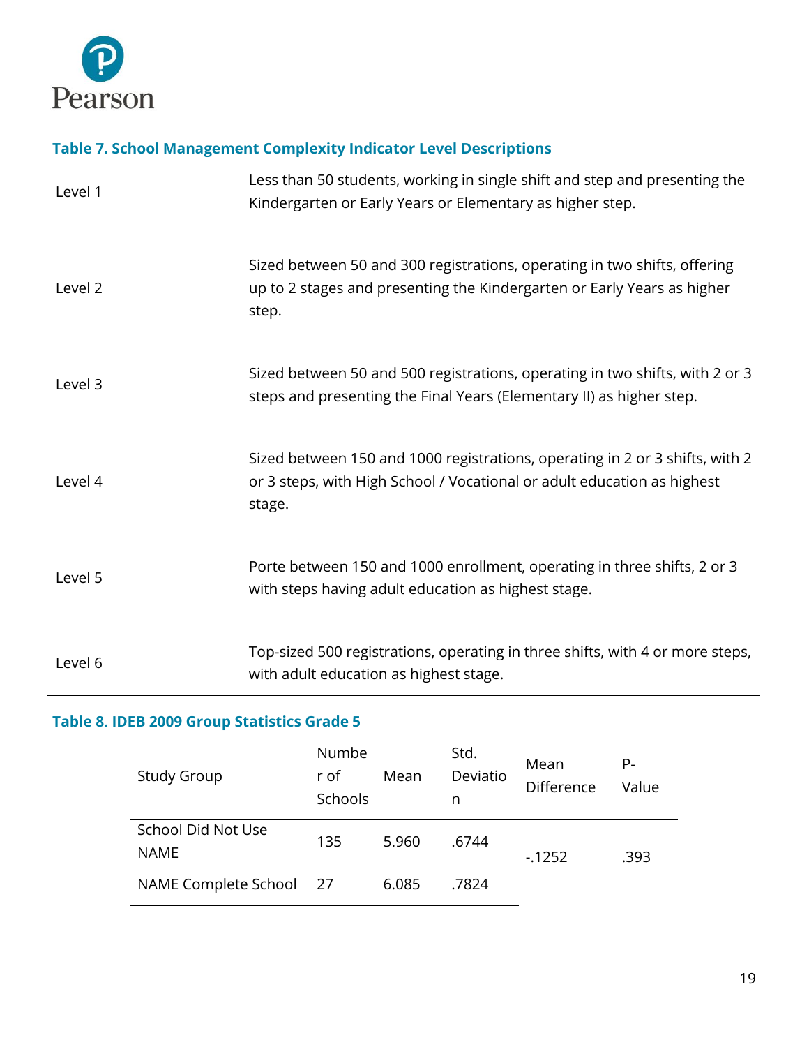**Table 7. School Management Complexity Indicator Level Descriptions**

| | |
|---|---|
| Level 1 | Less than 50 students, working in single shift and step and presenting the Kindergarten or Early Years or Elementary as higher step. |
| Level 2 | Sized between 50 and 300 registrations, operating in two shifts, offering up to 2 stages and presenting the Kindergarten or Early Years as higher step. |
| Level 3 | Sized between 50 and 500 registrations, operating in two shifts, with 2 or 3 steps and presenting the Final Years (Elementary II) as higher step. |
| Level 4 | Sized between 150 and 1000 registrations, operating in 2 or 3 shifts, with 2 or 3 steps, with High School / Vocational or adult education as highest stage. |
| Level 5 | Porte between 150 and 1000 enrollment, operating in three shifts, 2 or 3 with steps having adult education as highest stage. |
| Level 6 | Top-sized 500 registrations, operating in three shifts, with 4 or more steps, with adult education as highest stage. |

**Table 8. IDEB 2009 Group Statistics Grade 5**

| Study Group | Number of Schools | Mean | Std. Deviation | Mean Difference | P-Value |
|---|---|---|---|---|---|
| School Did Not Use NAME | 135 | 5.960 | .6744 | -.1252 | .393 |
| NAME Complete School | 27 | 6.085 | .7824 | | |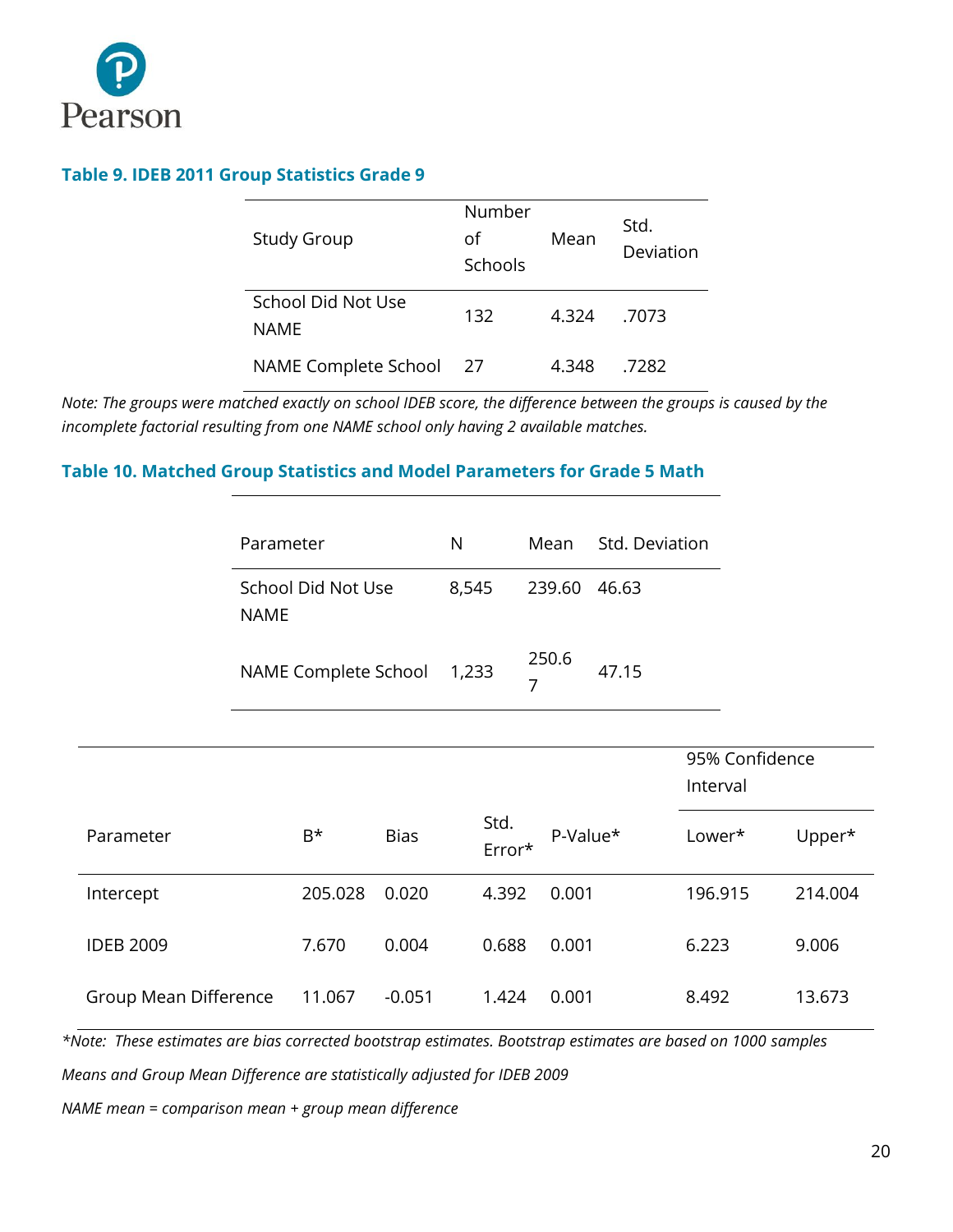**Table 9. IDEB 2011 Group Statistics Grade 9**

| Study Group | Number of Schools | Mean | Std. Deviation |
|---|---|---|---|
| School Did Not Use NAME | 132 | 4.324 | .7073 |
| NAME Complete School | 27 | 4.348 | .7282 |

*Note: The groups were matched exactly on school IDEB score, the difference between the groups is caused by the incomplete factorial resulting from one NAME school only having 2 available matches.*

**Table 10. Matched Group Statistics and Model Parameters for Grade 5 Math**

| Parameter | N | Mean | Std. Deviation |
|---|---|---|---|
| School Did Not Use NAME | 8,545 | 239.60 | 46.63 |
| NAME Complete School | 1,233 | 250.67 | 47.15 |

| Parameter | B* | Bias | Std. Error* | P-Value* | 95% Confidence Interval | |
|---|---|---|---|---|---|---|
| | | | | | Lower* | Upper* |
| Intercept | 205.028 | 0.020 | 4.392 | 0.001 | 196.915 | 214.004 |
| IDEB 2009 | 7.670 | 0.004 | 0.688 | 0.001 | 6.223 | 9.006 |
| Group Mean Difference | 11.067 | -0.051 | 1.424 | 0.001 | 8.492 | 13.673 |

*\*Note: These estimates are bias corrected bootstrap estimates. Bootstrap estimates are based on 1000 samples*

*Means and Group Mean Difference are statistically adjusted for IDEB 2009*

*NAME mean = comparison mean + group mean difference*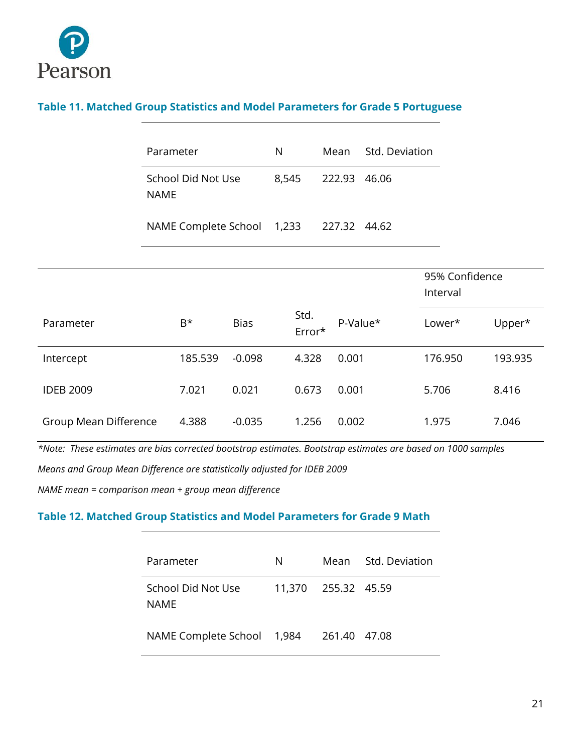### Table 11. Matched Group Statistics and Model Parameters for Grade 5 Portuguese

| Parameter | N | Mean | Std. Deviation |
|---|---|---|---|
| School Did Not Use NAME | 8,545 | 222.93 | 46.06 |
| NAME Complete School | 1,233 | 227.32 | 44.62 |

| Parameter | B* | Bias | Std. Error* | P-Value* | 95% Confidence Interval | |
|---|---|---|---|---|---|---|
| | | | | | Lower* | Upper* |
| Intercept | 185.539 | -0.098 | 4.328 | 0.001 | 176.950 | 193.935 |
| IDEB 2009 | 7.021 | 0.021 | 0.673 | 0.001 | 5.706 | 8.416 |
| Group Mean Difference | 4.388 | -0.035 | 1.256 | 0.002 | 1.975 | 7.046 |

*\*Note: These estimates are bias corrected bootstrap estimates. Bootstrap estimates are based on 1000 samples*

*Means and Group Mean Difference are statistically adjusted for IDEB 2009*

*NAME mean = comparison mean + group mean difference*

### Table 12. Matched Group Statistics and Model Parameters for Grade 9 Math

| Parameter | N | Mean | Std. Deviation |
|---|---|---|---|
| School Did Not Use NAME | 11,370 | 255.32 | 45.59 |
| NAME Complete School | 1,984 | 261.40 | 47.08 |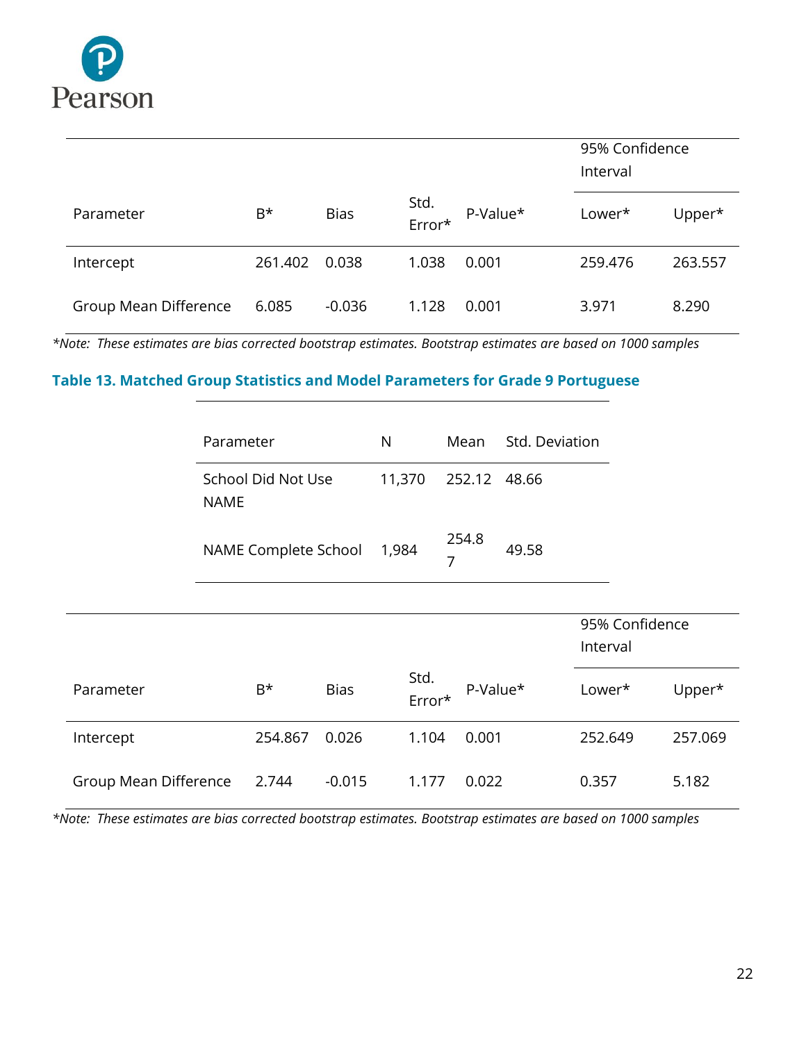| Parameter | B* | Bias | Std. Error* | P-Value* | 95% Confidence Interval | |
|---|---|---|---|---|---|---|
| | | | | | Lower* | Upper* |
| Intercept | 261.402 | 0.038 | 1.038 | 0.001 | 259.476 | 263.557 |
| Group Mean Difference | 6.085 | -0.036 | 1.128 | 0.001 | 3.971 | 8.290 |

*\*Note: These estimates are bias corrected bootstrap estimates. Bootstrap estimates are based on 1000 samples*

### Table 13. Matched Group Statistics and Model Parameters for Grade 9 Portuguese

| Parameter | N | Mean | Std. Deviation |
|---|---|---|---|
| School Did Not Use NAME | 11,370 | 252.12 | 48.66 |
| NAME Complete School | 1,984 | 254.87 | 49.58 |

| Parameter | B* | Bias | Std. Error* | P-Value* | 95% Confidence Interval | |
|---|---|---|---|---|---|---|
| | | | | | Lower* | Upper* |
| Intercept | 254.867 | 0.026 | 1.104 | 0.001 | 252.649 | 257.069 |
| Group Mean Difference | 2.744 | -0.015 | 1.177 | 0.022 | 0.357 | 5.182 |

*\*Note: These estimates are bias corrected bootstrap estimates. Bootstrap estimates are based on 1000 samples*